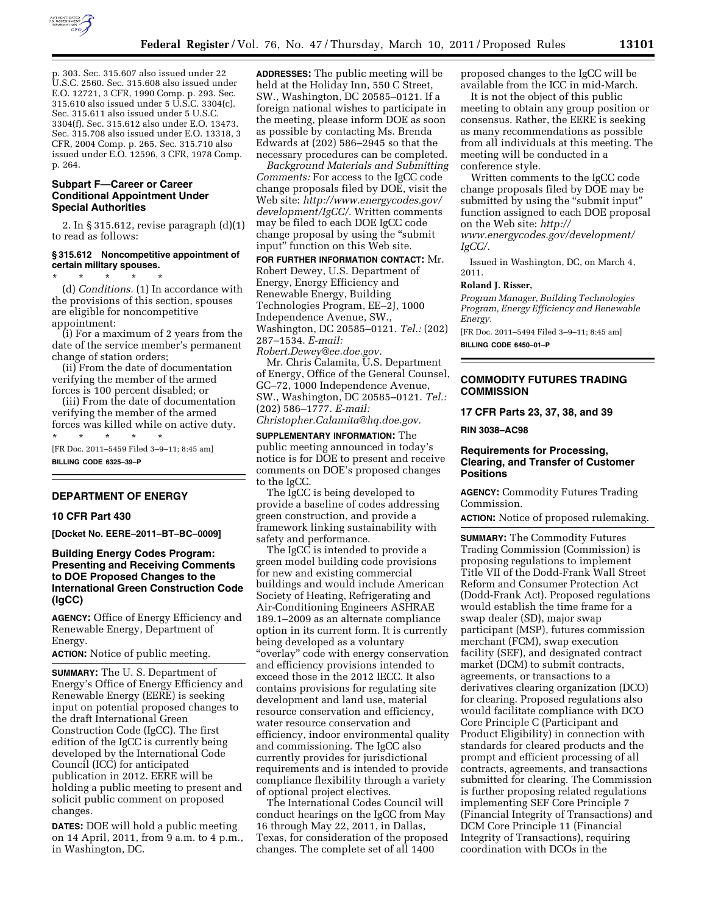p. 303. Sec. 315.607 also issued under 22 U.S.C. 2560. Sec. 315.608 also issued under E.O. 12721, 3 CFR, 1990 Comp. p. 293. Sec. 315.610 also issued under 5 U.S.C. 3304(c). Sec. 315.611 also issued under 5 U.S.C. 3304(f). Sec. 315.612 also under E.O. 13473. Sec. 315.708 also issued under E.O. 13318, 3 CFR, 2004 Comp. p. 265. Sec. 315.710 also issued under E.O. 12596, 3 CFR, 1978 Comp. p. 264.

### Subpart F—Career or Career Conditional Appointment Under Special Authorities

2. In § 315.612, revise paragraph (d)(1) to read as follows:

#### § 315.612 Noncompetitive appointment of certain military spouses.

\* \* \* \* \*

(d) *Conditions.* (1) In accordance with the provisions of this section, spouses are eligible for noncompetitive appointment:

(i) For a maximum of 2 years from the date of the service member's permanent change of station orders;

(ii) From the date of documentation verifying the member of the armed forces is 100 percent disabled; or

(iii) From the date of documentation verifying the member of the armed forces was killed while on active duty.

\* \* \* \* \*

[FR Doc. 2011–5459 Filed 3–9–11; 8:45 am]

**BILLING CODE 6325–39–P**

## DEPARTMENT OF ENERGY

### 10 CFR Part 430

**[Docket No. EERE–2011–BT–BC–0009]**

### Building Energy Codes Program: Presenting and Receiving Comments to DOE Proposed Changes to the International Green Construction Code (IgCC)

**AGENCY:** Office of Energy Efficiency and Renewable Energy, Department of Energy.

**ACTION:** Notice of public meeting.

**SUMMARY:** The U. S. Department of Energy's Office of Energy Efficiency and Renewable Energy (EERE) is seeking input on potential proposed changes to the draft International Green Construction Code (IgCC). The first edition of the IgCC is currently being developed by the International Code Council (ICC) for anticipated publication in 2012. EERE will be holding a public meeting to present and solicit public comment on proposed changes.

**DATES:** DOE will hold a public meeting on 14 April, 2011, from 9 a.m. to 4 p.m., in Washington, DC.

**ADDRESSES:** The public meeting will be held at the Holiday Inn, 550 C Street, SW., Washington, DC 20585–0121. If a foreign national wishes to participate in the meeting, please inform DOE as soon as possible by contacting Ms. Brenda Edwards at (202) 586–2945 so that the necessary procedures can be completed.

*Background Materials and Submitting Comments:* For access to the IgCC code change proposals filed by DOE, visit the Web site: *http://www.energycodes.gov/development/IgCC/.* Written comments may be filed to each DOE IgCC code change proposal by using the "submit input" function on this Web site.

**FOR FURTHER INFORMATION CONTACT:** Mr. Robert Dewey, U.S. Department of Energy, Energy Efficiency and Renewable Energy, Building Technologies Program, EE–2J, 1000 Independence Avenue, SW., Washington, DC 20585–0121. *Tel.:* (202) 287–1534. *E-mail: Robert.Dewey@ee.doe.gov.*

Mr. Chris Calamita, U.S. Department of Energy, Office of the General Counsel, GC–72, 1000 Independence Avenue, SW., Washington, DC 20585–0121. *Tel.:* (202) 586–1777. *E-mail: Christopher.Calamita@hq.doe.gov.*

**SUPPLEMENTARY INFORMATION:** The public meeting announced in today's notice is for DOE to present and receive comments on DOE's proposed changes to the IgCC.

The IgCC is being developed to provide a baseline of codes addressing green construction, and provide a framework linking sustainability with safety and performance.

The IgCC is intended to provide a green model building code provisions for new and existing commercial buildings and would include American Society of Heating, Refrigerating and Air-Conditioning Engineers ASHRAE 189.1–2009 as an alternate compliance option in its current form. It is currently being developed as a voluntary "overlay" code with energy conservation and efficiency provisions intended to exceed those in the 2012 IECC. It also contains provisions for regulating site development and land use, material resource conservation and efficiency, water resource conservation and efficiency, indoor environmental quality and commissioning. The IgCC also currently provides for jurisdictional requirements and is intended to provide compliance flexibility through a variety of optional project electives.

The International Codes Council will conduct hearings on the IgCC from May 16 through May 22, 2011, in Dallas, Texas, for consideration of the proposed changes. The complete set of all 1400 proposed changes to the IgCC will be available from the ICC in mid-March.

It is not the object of this public meeting to obtain any group position or consensus. Rather, the EERE is seeking as many recommendations as possible from all individuals at this meeting. The meeting will be conducted in a conference style.

Written comments to the IgCC code change proposals filed by DOE may be submitted by using the "submit input" function assigned to each DOE proposal on the Web site: *http://www.energycodes.gov/development/IgCC/.*

Issued in Washington, DC, on March 4, 2011.

**Roland J. Risser,**

*Program Manager, Building Technologies Program, Energy Efficiency and Renewable Energy.*

[FR Doc. 2011–5494 Filed 3–9–11; 8:45 am]

**BILLING CODE 6450–01–P**

## COMMODITY FUTURES TRADING COMMISSION

### 17 CFR Parts 23, 37, 38, and 39

**RIN 3038–AC98**

### Requirements for Processing, Clearing, and Transfer of Customer Positions

**AGENCY:** Commodity Futures Trading Commission.

**ACTION:** Notice of proposed rulemaking.

**SUMMARY:** The Commodity Futures Trading Commission (Commission) is proposing regulations to implement Title VII of the Dodd-Frank Wall Street Reform and Consumer Protection Act (Dodd-Frank Act). Proposed regulations would establish the time frame for a swap dealer (SD), major swap participant (MSP), futures commission merchant (FCM), swap execution facility (SEF), and designated contract market (DCM) to submit contracts, agreements, or transactions to a derivatives clearing organization (DCO) for clearing. Proposed regulations also would facilitate compliance with DCO Core Principle C (Participant and Product Eligibility) in connection with standards for cleared products and the prompt and efficient processing of all contracts, agreements, and transactions submitted for clearing. The Commission is further proposing related regulations implementing SEF Core Principle 7 (Financial Integrity of Transactions) and DCM Core Principle 11 (Financial Integrity of Transactions), requiring coordination with DCOs in the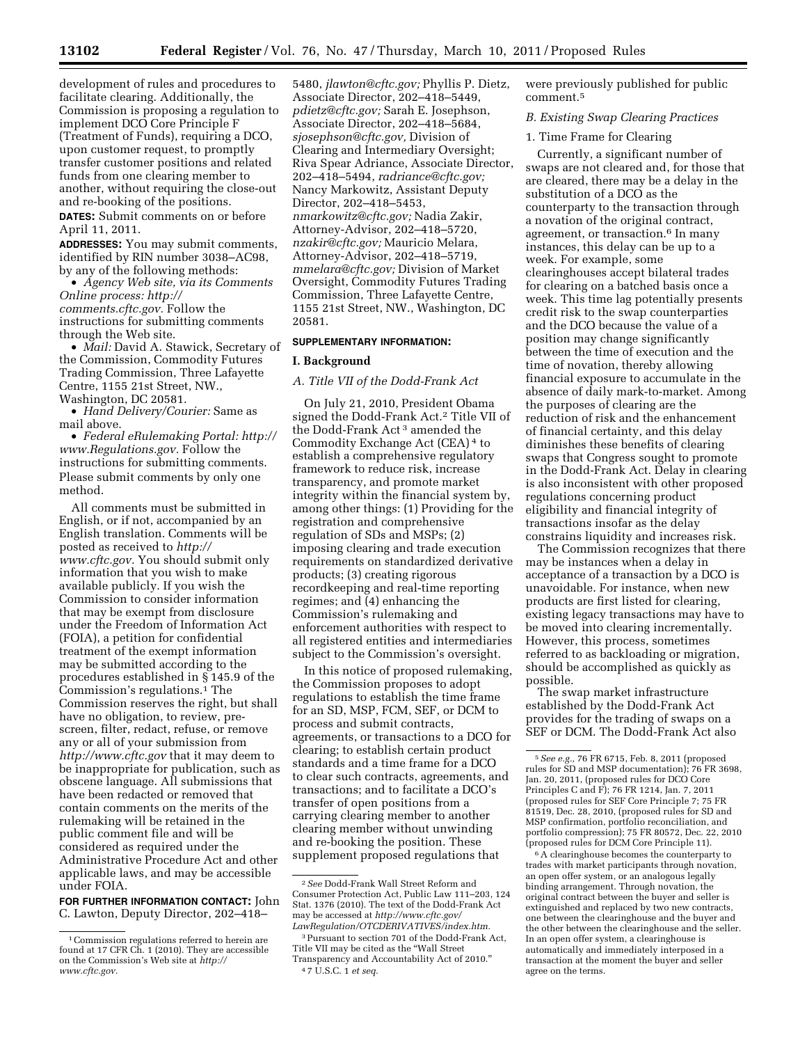development of rules and procedures to facilitate clearing. Additionally, the Commission is proposing a regulation to implement DCO Core Principle F (Treatment of Funds), requiring a DCO, upon customer request, to promptly transfer customer positions and related funds from one clearing member to another, without requiring the close-out and re-booking of the positions.

**DATES:** Submit comments on or before April 11, 2011.

**ADDRESSES:** You may submit comments, identified by RIN number 3038–AC98, by any of the following methods:

- *Agency Web site, via its Comments Online process: http://comments.cftc.gov.* Follow the instructions for submitting comments through the Web site.
- *Mail:* David A. Stawick, Secretary of the Commission, Commodity Futures Trading Commission, Three Lafayette Centre, 1155 21st Street, NW., Washington, DC 20581.
- *Hand Delivery/Courier:* Same as mail above.
- *Federal eRulemaking Portal: http://www.Regulations.gov.* Follow the instructions for submitting comments. Please submit comments by only one method.

All comments must be submitted in English, or if not, accompanied by an English translation. Comments will be posted as received to *http://www.cftc.gov.* You should submit only information that you wish to make available publicly. If you wish the Commission to consider information that may be exempt from disclosure under the Freedom of Information Act (FOIA), a petition for confidential treatment of the exempt information may be submitted according to the procedures established in § 145.9 of the Commission's regulations.[1] The Commission reserves the right, but shall have no obligation, to review, pre-screen, filter, redact, refuse, or remove any or all of your submission from *http://www.cftc.gov* that it may deem to be inappropriate for publication, such as obscene language. All submissions that have been redacted or removed that contain comments on the merits of the rulemaking will be retained in the public comment file and will be considered as required under the Administrative Procedure Act and other applicable laws, and may be accessible under FOIA.

**FOR FURTHER INFORMATION CONTACT:** John C. Lawton, Deputy Director, 202–418–5480, *jlawton@cftc.gov;* Phyllis P. Dietz, Associate Director, 202–418–5449, *pdietz@cftc.gov;* Sarah E. Josephson, Associate Director, 202–418–5684, *sjosephson@cftc.gov,* Division of Clearing and Intermediary Oversight; Riva Spear Adriance, Associate Director, 202–418–5494, *radriance@cftc.gov;* Nancy Markowitz, Assistant Deputy Director, 202–418–5453, *nmarkowitz@cftc.gov;* Nadia Zakir, Attorney-Advisor, 202–418–5720, *nzakir@cftc.gov;* Mauricio Melara, Attorney-Advisor, 202–418–5719, *mmelara@cftc.gov;* Division of Market Oversight, Commodity Futures Trading Commission, Three Lafayette Centre, 1155 21st Street, NW., Washington, DC 20581.

**SUPPLEMENTARY INFORMATION:**

## I. Background

### A. Title VII of the Dodd-Frank Act

On July 21, 2010, President Obama signed the Dodd-Frank Act.[2] Title VII of the Dodd-Frank Act[3] amended the Commodity Exchange Act (CEA)[4] to establish a comprehensive regulatory framework to reduce risk, increase transparency, and promote market integrity within the financial system by, among other things: (1) Providing for the registration and comprehensive regulation of SDs and MSPs; (2) imposing clearing and trade execution requirements on standardized derivative products; (3) creating rigorous recordkeeping and real-time reporting regimes; and (4) enhancing the Commission's rulemaking and enforcement authorities with respect to all registered entities and intermediaries subject to the Commission's oversight.

In this notice of proposed rulemaking, the Commission proposes to adopt regulations to establish the time frame for an SD, MSP, FCM, SEF, or DCM to process and submit contracts, agreements, or transactions to a DCO for clearing; to establish certain product standards and a time frame for a DCO to clear such contracts, agreements, and transactions; and to facilitate a DCO's transfer of open positions from a carrying clearing member to another clearing member without unwinding and re-booking the position. These supplement proposed regulations that were previously published for public comment.[5]

### B. Existing Swap Clearing Practices

#### 1. Time Frame for Clearing

Currently, a significant number of swaps are not cleared and, for those that are cleared, there may be a delay in the substitution of a DCO as the counterparty to the transaction through a novation of the original contract, agreement, or transaction.[6] In many instances, this delay can be up to a week. For example, some clearinghouses accept bilateral trades for clearing on a batched basis once a week. This time lag potentially presents credit risk to the swap counterparties and the DCO because the value of a position may change significantly between the time of execution and the time of novation, thereby allowing financial exposure to accumulate in the absence of daily mark-to-market. Among the purposes of clearing are the reduction of risk and the enhancement of financial certainty, and this delay diminishes these benefits of clearing swaps that Congress sought to promote in the Dodd-Frank Act. Delay in clearing is also inconsistent with other proposed regulations concerning product eligibility and financial integrity of transactions insofar as the delay constrains liquidity and increases risk.

The Commission recognizes that there may be instances when a delay in acceptance of a transaction by a DCO is unavoidable. For instance, when new products are first listed for clearing, existing legacy transactions may have to be moved into clearing incrementally. However, this process, sometimes referred to as backloading or migration, should be accomplished as quickly as possible.

The swap market infrastructure established by the Dodd-Frank Act provides for the trading of swaps on a SEF or DCM. The Dodd-Frank Act also

---

[1] Commission regulations referred to herein are found at 17 CFR Ch. 1 (2010). They are accessible on the Commission's Web site at *http://www.cftc.gov.*

[2] *See* Dodd-Frank Wall Street Reform and Consumer Protection Act, Public Law 111–203, 124 Stat. 1376 (2010). The text of the Dodd-Frank Act may be accessed at *http://www.cftc.gov/LawRegulation/OTCDERIVATIVES/index.htm.*

[3] Pursuant to section 701 of the Dodd-Frank Act, Title VII may be cited as the "Wall Street Transparency and Accountability Act of 2010."

[4] 7 U.S.C. 1 *et seq.*

[5] *See e.g.,* 76 FR 6715, Feb. 8, 2011 (proposed rules for SD and MSP documentation); 76 FR 3698, Jan. 20, 2011, (proposed rules for DCO Core Principles C and F); 76 FR 1214, Jan. 7, 2011 (proposed rules for SEF Core Principle 7; 75 FR 81519, Dec. 28, 2010, (proposed rules for SD and MSP confirmation, portfolio reconciliation, and portfolio compression); 75 FR 80572, Dec. 22, 2010 (proposed rules for DCM Core Principle 11).

[6] A clearinghouse becomes the counterparty to trades with market participants through novation, an open offer system, or an analogous legally binding arrangement. Through novation, the original contract between the buyer and seller is extinguished and replaced by two new contracts, one between the clearinghouse and the buyer and the other between the clearinghouse and the seller. In an open offer system, a clearinghouse is automatically and immediately interposed in a transaction at the moment the buyer and seller agree on the terms.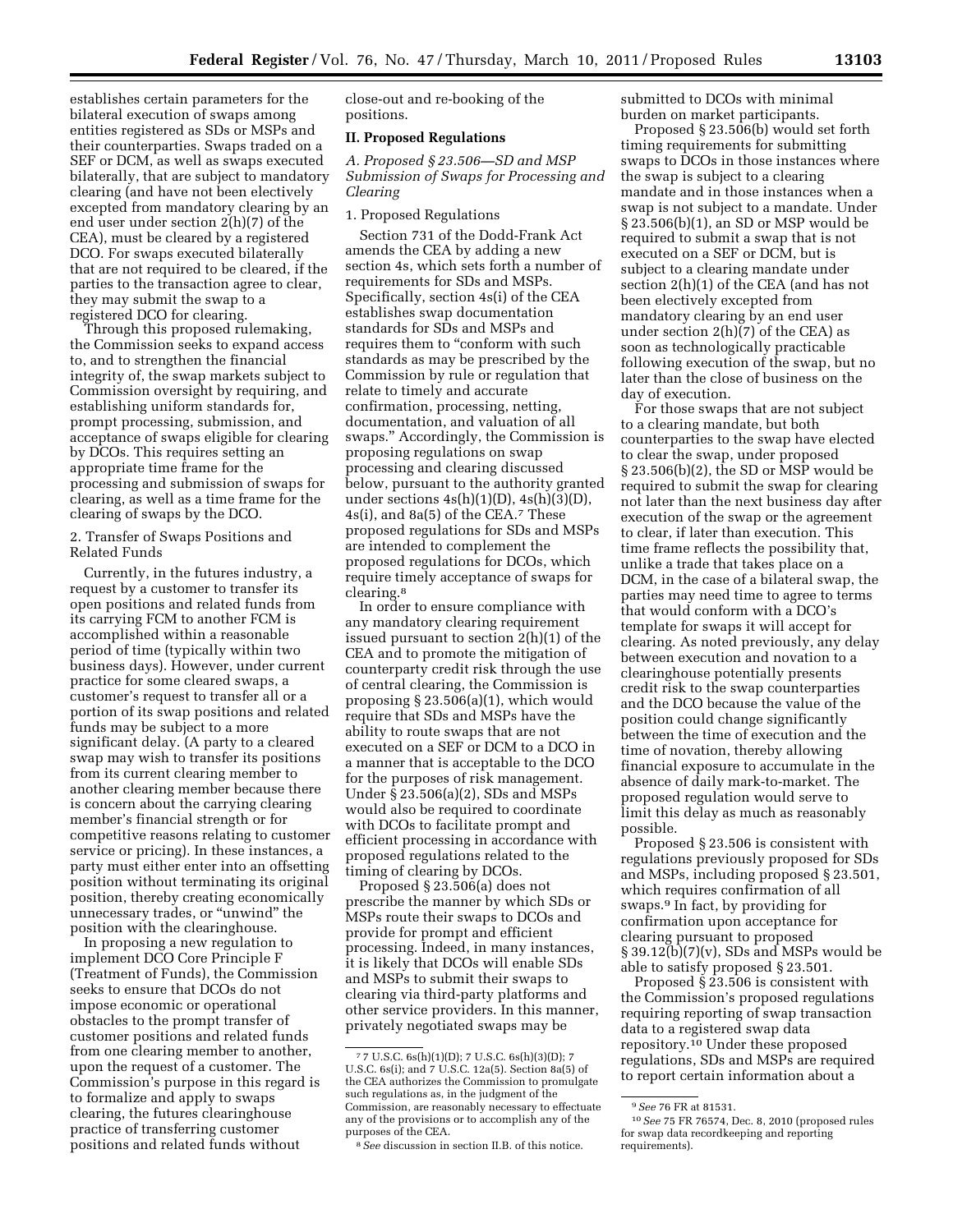establishes certain parameters for the bilateral execution of swaps among entities registered as SDs or MSPs and their counterparties. Swaps traded on a SEF or DCM, as well as swaps executed bilaterally, that are subject to mandatory clearing (and have not been electively excepted from mandatory clearing by an end user under section 2(h)(7) of the CEA), must be cleared by a registered DCO. For swaps executed bilaterally that are not required to be cleared, if the parties to the transaction agree to clear, they may submit the swap to a registered DCO for clearing.

Through this proposed rulemaking, the Commission seeks to expand access to, and to strengthen the financial integrity of, the swap markets subject to Commission oversight by requiring, and establishing uniform standards for, prompt processing, submission, and acceptance of swaps eligible for clearing by DCOs. This requires setting an appropriate time frame for the processing and submission of swaps for clearing, as well as a time frame for the clearing of swaps by the DCO.

2. Transfer of Swaps Positions and Related Funds

Currently, in the futures industry, a request by a customer to transfer its open positions and related funds from its carrying FCM to another FCM is accomplished within a reasonable period of time (typically within two business days). However, under current practice for some cleared swaps, a customer's request to transfer all or a portion of its swap positions and related funds may be subject to a more significant delay. (A party to a cleared swap may wish to transfer its positions from its current clearing member to another clearing member because there is concern about the carrying clearing member's financial strength or for competitive reasons relating to customer service or pricing). In these instances, a party must either enter into an offsetting position without terminating its original position, thereby creating economically unnecessary trades, or "unwind" the position with the clearinghouse.

In proposing a new regulation to implement DCO Core Principle F (Treatment of Funds), the Commission seeks to ensure that DCOs do not impose economic or operational obstacles to the prompt transfer of customer positions and related funds from one clearing member to another, upon the request of a customer. The Commission's purpose in this regard is to formalize and apply to swaps clearing, the futures clearinghouse practice of transferring customer positions and related funds without close-out and re-booking of the positions.

## II. Proposed Regulations

### A. Proposed § 23.506—SD and MSP Submission of Swaps for Processing and Clearing

1. Proposed Regulations

Section 731 of the Dodd-Frank Act amends the CEA by adding a new section 4s, which sets forth a number of requirements for SDs and MSPs. Specifically, section 4s(i) of the CEA establishes swap documentation standards for SDs and MSPs and requires them to "conform with such standards as may be prescribed by the Commission by rule or regulation that relate to timely and accurate confirmation, processing, netting, documentation, and valuation of all swaps." Accordingly, the Commission is proposing regulations on swap processing and clearing discussed below, pursuant to the authority granted under sections 4s(h)(1)(D), 4s(h)(3)(D), 4s(i), and 8a(5) of the CEA.[7] These proposed regulations for SDs and MSPs are intended to complement the proposed regulations for DCOs, which require timely acceptance of swaps for clearing.[8]

In order to ensure compliance with any mandatory clearing requirement issued pursuant to section 2(h)(1) of the CEA and to promote the mitigation of counterparty credit risk through the use of central clearing, the Commission is proposing § 23.506(a)(1), which would require that SDs and MSPs have the ability to route swaps that are not executed on a SEF or DCM to a DCO in a manner that is acceptable to the DCO for the purposes of risk management. Under § 23.506(a)(2), SDs and MSPs would also be required to coordinate with DCOs to facilitate prompt and efficient processing in accordance with proposed regulations related to the timing of clearing by DCOs.

Proposed § 23.506(a) does not prescribe the manner by which SDs or MSPs route their swaps to DCOs and provide for prompt and efficient processing. Indeed, in many instances, it is likely that DCOs will enable SDs and MSPs to submit their swaps to clearing via third-party platforms and other service providers. In this manner, privately negotiated swaps may be submitted to DCOs with minimal burden on market participants.

Proposed § 23.506(b) would set forth timing requirements for submitting swaps to DCOs in those instances where the swap is subject to a clearing mandate and in those instances when a swap is not subject to a mandate. Under § 23.506(b)(1), an SD or MSP would be required to submit a swap that is not executed on a SEF or DCM, but is subject to a clearing mandate under section 2(h)(1) of the CEA (and has not been electively excepted from mandatory clearing by an end user under section 2(h)(7) of the CEA) as soon as technologically practicable following execution of the swap, but no later than the close of business on the day of execution.

For those swaps that are not subject to a clearing mandate, but both counterparties to the swap have elected to clear the swap, under proposed § 23.506(b)(2), the SD or MSP would be required to submit the swap for clearing not later than the next business day after execution of the swap or the agreement to clear, if later than execution. This time frame reflects the possibility that, unlike a trade that takes place on a DCM, in the case of a bilateral swap, the parties may need time to agree to terms that would conform with a DCO's template for swaps it will accept for clearing. As noted previously, any delay between execution and novation to a clearinghouse potentially presents credit risk to the swap counterparties and the DCO because the value of the position could change significantly between the time of execution and the time of novation, thereby allowing financial exposure to accumulate in the absence of daily mark-to-market. The proposed regulation would serve to limit this delay as much as reasonably possible.

Proposed § 23.506 is consistent with regulations previously proposed for SDs and MSPs, including proposed § 23.501, which requires confirmation of all swaps.[9] In fact, by providing for confirmation upon acceptance for clearing pursuant to proposed § 39.12(b)(7)(v), SDs and MSPs would be able to satisfy proposed § 23.501.

Proposed § 23.506 is consistent with the Commission's proposed regulations requiring reporting of swap transaction data to a registered swap data repository.[10] Under these proposed regulations, SDs and MSPs are required to report certain information about a

[7] 7 U.S.C. 6s(h)(1)(D); 7 U.S.C. 6s(h)(3)(D); 7 U.S.C. 6s(i); and 7 U.S.C. 12a(5). Section 8a(5) of the CEA authorizes the Commission to promulgate such regulations as, in the judgment of the Commission, are reasonably necessary to effectuate any of the provisions or to accomplish any of the purposes of the CEA.

[8] *See* discussion in section II.B. of this notice.

[9] *See* 76 FR at 81531.

[10] *See* 75 FR 76574, Dec. 8, 2010 (proposed rules for swap data recordkeeping and reporting requirements).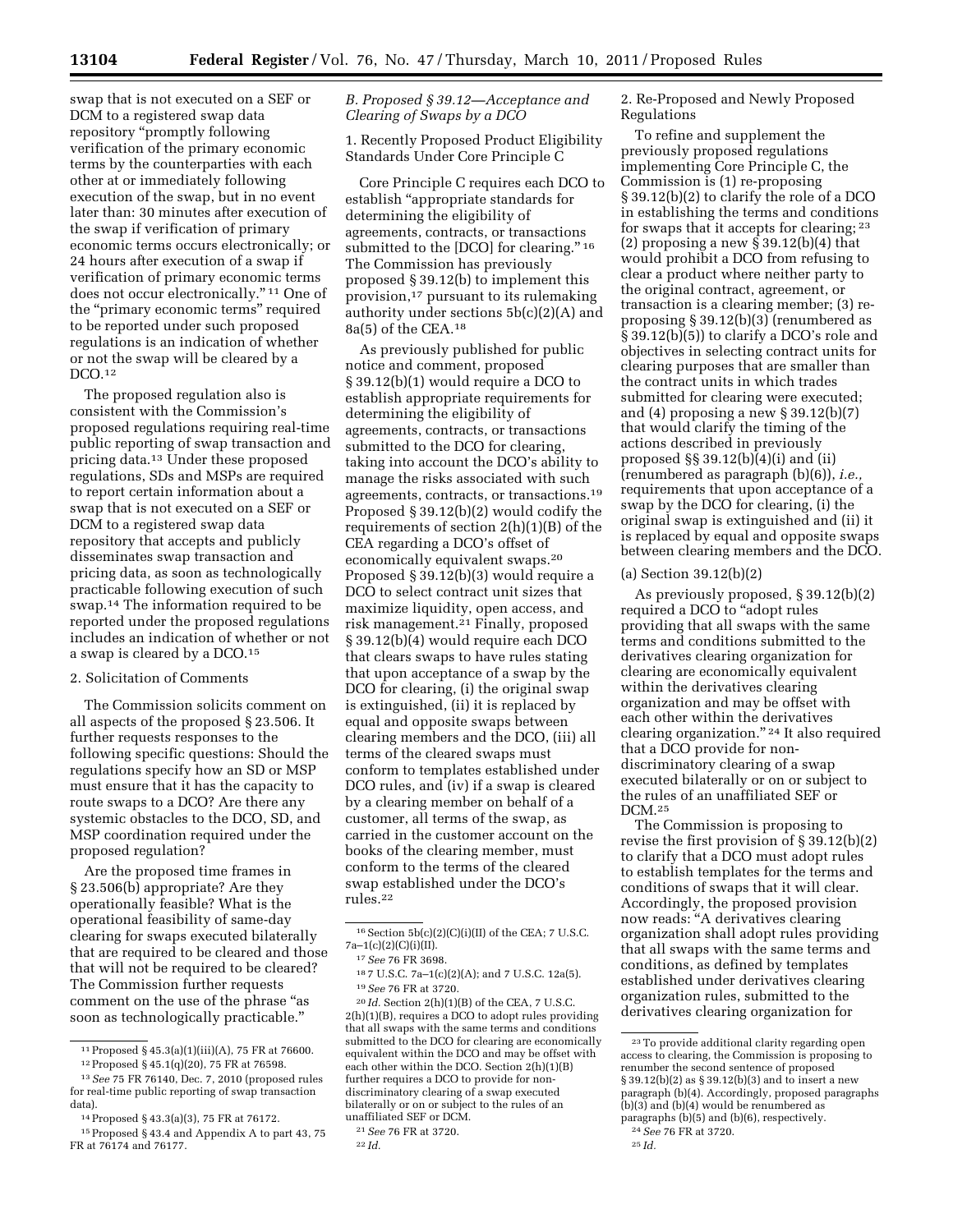swap that is not executed on a SEF or DCM to a registered swap data repository "promptly following verification of the primary economic terms by the counterparties with each other at or immediately following execution of the swap, but in no event later than: 30 minutes after execution of the swap if verification of primary economic terms occurs electronically; or 24 hours after execution of a swap if verification of primary economic terms does not occur electronically." [11] One of the "primary economic terms" required to be reported under such proposed regulations is an indication of whether or not the swap will be cleared by a DCO.[12]

The proposed regulation also is consistent with the Commission's proposed regulations requiring real-time public reporting of swap transaction and pricing data.[13] Under these proposed regulations, SDs and MSPs are required to report certain information about a swap that is not executed on a SEF or DCM to a registered swap data repository that accepts and publicly disseminates swap transaction and pricing data, as soon as technologically practicable following execution of such swap.[14] The information required to be reported under the proposed regulations includes an indication of whether or not a swap is cleared by a DCO.[15]

2. Solicitation of Comments

The Commission solicits comment on all aspects of the proposed § 23.506. It further requests responses to the following specific questions: Should the regulations specify how an SD or MSP must ensure that it has the capacity to route swaps to a DCO? Are there any systemic obstacles to the DCO, SD, and MSP coordination required under the proposed regulation?

Are the proposed time frames in § 23.506(b) appropriate? Are they operationally feasible? What is the operational feasibility of same-day clearing for swaps executed bilaterally that are required to be cleared and those that will not be required to be cleared? The Commission further requests comment on the use of the phrase "as soon as technologically practicable."

### *B. Proposed § 39.12—Acceptance and Clearing of Swaps by a DCO*

1. Recently Proposed Product Eligibility Standards Under Core Principle C

Core Principle C requires each DCO to establish "appropriate standards for determining the eligibility of agreements, contracts, or transactions submitted to the [DCO] for clearing." [16] The Commission has previously proposed § 39.12(b) to implement this provision,[17] pursuant to its rulemaking authority under sections 5b(c)(2)(A) and 8a(5) of the CEA.[18]

As previously published for public notice and comment, proposed § 39.12(b)(1) would require a DCO to establish appropriate requirements for determining the eligibility of agreements, contracts, or transactions submitted to the DCO for clearing, taking into account the DCO's ability to manage the risks associated with such agreements, contracts, or transactions.[19] Proposed § 39.12(b)(2) would codify the requirements of section 2(h)(1)(B) of the CEA regarding a DCO's offset of economically equivalent swaps.[20] Proposed § 39.12(b)(3) would require a DCO to select contract unit sizes that maximize liquidity, open access, and risk management.[21] Finally, proposed § 39.12(b)(4) would require each DCO that clears swaps to have rules stating that upon acceptance of a swap by the DCO for clearing, (i) the original swap is extinguished, (ii) it is replaced by equal and opposite swaps between clearing members and the DCO, (iii) all terms of the cleared swaps must conform to templates established under DCO rules, and (iv) if a swap is cleared by a clearing member on behalf of a customer, all terms of the swap, as carried in the customer account on the books of the clearing member, must conform to the terms of the cleared swap established under the DCO's rules.[22]

2. Re-Proposed and Newly Proposed Regulations

To refine and supplement the previously proposed regulations implementing Core Principle C, the Commission is (1) re-proposing § 39.12(b)(2) to clarify the role of a DCO in establishing the terms and conditions for swaps that it accepts for clearing; [23] (2) proposing a new § 39.12(b)(4) that would prohibit a DCO from refusing to clear a product where neither party to the original contract, agreement, or transaction is a clearing member; (3) re-proposing § 39.12(b)(3) (renumbered as § 39.12(b)(5)) to clarify a DCO's role and objectives in selecting contract units for clearing purposes that are smaller than the contract units in which trades submitted for clearing were executed; and (4) proposing a new § 39.12(b)(7) that would clarify the timing of the actions described in previously proposed §§ 39.12(b)(4)(i) and (ii) (renumbered as paragraph (b)(6)), *i.e.,* requirements that upon acceptance of a swap by the DCO for clearing, (i) the original swap is extinguished and (ii) it is replaced by equal and opposite swaps between clearing members and the DCO.

(a) Section 39.12(b)(2)

As previously proposed, § 39.12(b)(2) required a DCO to "adopt rules providing that all swaps with the same terms and conditions submitted to the derivatives clearing organization for clearing are economically equivalent within the derivatives clearing organization and may be offset with each other within the derivatives clearing organization." [24] It also required that a DCO provide for non-discriminatory clearing of a swap executed bilaterally or on or subject to the rules of an unaffiliated SEF or DCM.[25]

The Commission is proposing to revise the first provision of § 39.12(b)(2) to clarify that a DCO must adopt rules to establish templates for the terms and conditions of swaps that it will clear. Accordingly, the proposed provision now reads: "A derivatives clearing organization shall adopt rules providing that all swaps with the same terms and conditions, as defined by templates established under derivatives clearing organization rules, submitted to the derivatives clearing organization for

---

[11] Proposed § 45.3(a)(1)(iii)(A), 75 FR at 76600.

[12] Proposed § 45.1(q)(20), 75 FR at 76598.

[13] *See* 75 FR 76140, Dec. 7, 2010 (proposed rules for real-time public reporting of swap transaction data).

[14] Proposed § 43.3(a)(3), 75 FR at 76172.

[15] Proposed § 43.4 and Appendix A to part 43, 75 FR at 76174 and 76177.

[16] Section 5b(c)(2)(C)(i)(II) of the CEA; 7 U.S.C. 7a–1(c)(2)(C)(i)(II).

[17] *See* 76 FR 3698.

[18] 7 U.S.C. 7a–1(c)(2)(A); and 7 U.S.C. 12a(5).

[19] *See* 76 FR at 3720.

[20] *Id.* Section 2(h)(1)(B) of the CEA, 7 U.S.C. 2(h)(1)(B), requires a DCO to adopt rules providing that all swaps with the same terms and conditions submitted to the DCO for clearing are economically equivalent within the DCO and may be offset with each other within the DCO. Section 2(h)(1)(B) further requires a DCO to provide for non-discriminatory clearing of a swap executed bilaterally or on or subject to the rules of an unaffiliated SEF or DCM.

[21] *See* 76 FR at 3720.

[22] *Id.*

[23] To provide additional clarity regarding open access to clearing, the Commission is proposing to renumber the second sentence of proposed § 39.12(b)(2) as § 39.12(b)(3) and to insert a new paragraph (b)(4). Accordingly, proposed paragraphs (b)(3) and (b)(4) would be renumbered as paragraphs (b)(5) and (b)(6), respectively.

[24] *See* 76 FR at 3720.

[25] *Id.*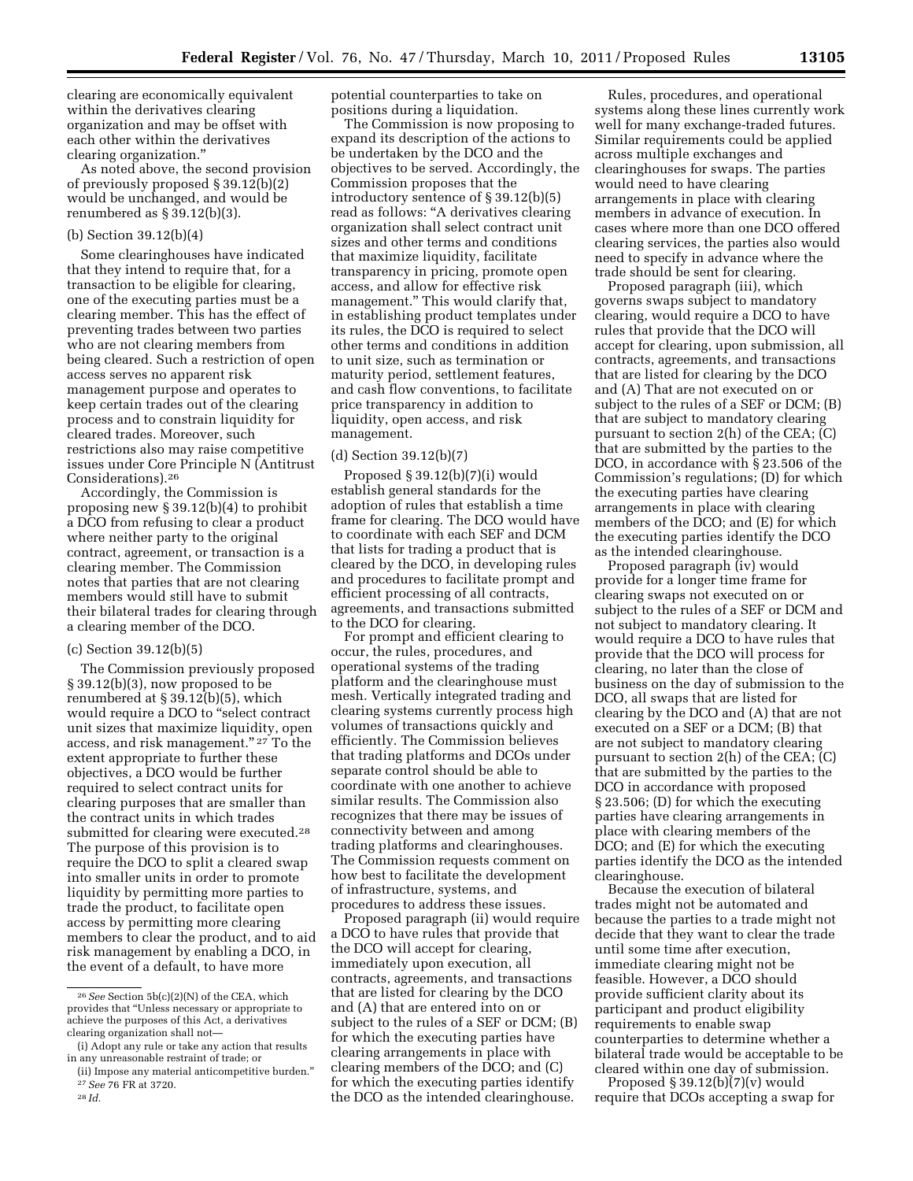clearing are economically equivalent within the derivatives clearing organization and may be offset with each other within the derivatives clearing organization."

As noted above, the second provision of previously proposed § 39.12(b)(2) would be unchanged, and would be renumbered as § 39.12(b)(3).

(b) Section 39.12(b)(4)

Some clearinghouses have indicated that they intend to require that, for a transaction to be eligible for clearing, one of the executing parties must be a clearing member. This has the effect of preventing trades between two parties who are not clearing members from being cleared. Such a restriction of open access serves no apparent risk management purpose and operates to keep certain trades out of the clearing process and to constrain liquidity for cleared trades. Moreover, such restrictions also may raise competitive issues under Core Principle N (Antitrust Considerations).[26]

Accordingly, the Commission is proposing new § 39.12(b)(4) to prohibit a DCO from refusing to clear a product where neither party to the original contract, agreement, or transaction is a clearing member. The Commission notes that parties that are not clearing members would still have to submit their bilateral trades for clearing through a clearing member of the DCO.

(c) Section 39.12(b)(5)

The Commission previously proposed § 39.12(b)(3), now proposed to be renumbered at § 39.12(b)(5), which would require a DCO to "select contract unit sizes that maximize liquidity, open access, and risk management."[27] To the extent appropriate to further these objectives, a DCO would be further required to select contract units for clearing purposes that are smaller than the contract units in which trades submitted for clearing were executed.[28] The purpose of this provision is to require the DCO to split a cleared swap into smaller units in order to promote liquidity by permitting more parties to trade the product, to facilitate open access by permitting more clearing members to clear the product, and to aid risk management by enabling a DCO, in the event of a default, to have more potential counterparties to take on positions during a liquidation.

The Commission is now proposing to expand its description of the actions to be undertaken by the DCO and the objectives to be served. Accordingly, the Commission proposes that the introductory sentence of § 39.12(b)(5) read as follows: "A derivatives clearing organization shall select contract unit sizes and other terms and conditions that maximize liquidity, facilitate transparency in pricing, promote open access, and allow for effective risk management." This would clarify that, in establishing product templates under its rules, the DCO is required to select other terms and conditions in addition to unit size, such as termination or maturity period, settlement features, and cash flow conventions, to facilitate price transparency in addition to liquidity, open access, and risk management.

(d) Section 39.12(b)(7)

Proposed § 39.12(b)(7)(i) would establish general standards for the adoption of rules that establish a time frame for clearing. The DCO would have to coordinate with each SEF and DCM that lists for trading a product that is cleared by the DCO, in developing rules and procedures to facilitate prompt and efficient processing of all contracts, agreements, and transactions submitted to the DCO for clearing.

For prompt and efficient clearing to occur, the rules, procedures, and operational systems of the trading platform and the clearinghouse must mesh. Vertically integrated trading and clearing systems currently process high volumes of transactions quickly and efficiently. The Commission believes that trading platforms and DCOs under separate control should be able to coordinate with one another to achieve similar results. The Commission also recognizes that there may be issues of connectivity between and among trading platforms and clearinghouses. The Commission requests comment on how best to facilitate the development of infrastructure, systems, and procedures to address these issues.

Proposed paragraph (ii) would require a DCO to have rules that provide that the DCO will accept for clearing, immediately upon execution, all contracts, agreements, and transactions that are listed for clearing by the DCO and (A) that are entered into on or subject to the rules of a SEF or DCM; (B) for which the executing parties have clearing arrangements in place with clearing members of the DCO; and (C) for which the executing parties identify the DCO as the intended clearinghouse.

Rules, procedures, and operational systems along these lines currently work well for many exchange-traded futures. Similar requirements could be applied across multiple exchanges and clearinghouses for swaps. The parties would need to have clearing arrangements in place with clearing members in advance of execution. In cases where more than one DCO offered clearing services, the parties also would need to specify in advance where the trade should be sent for clearing.

Proposed paragraph (iii), which governs swaps subject to mandatory clearing, would require a DCO to have rules that provide that the DCO will accept for clearing, upon submission, all contracts, agreements, and transactions that are listed for clearing by the DCO and (A) That are not executed on or subject to the rules of a SEF or DCM; (B) that are subject to mandatory clearing pursuant to section 2(h) of the CEA; (C) that are submitted by the parties to the DCO, in accordance with § 23.506 of the Commission's regulations; (D) for which the executing parties have clearing arrangements in place with clearing members of the DCO; and (E) for which the executing parties identify the DCO as the intended clearinghouse.

Proposed paragraph (iv) would provide for a longer time frame for clearing swaps not executed on or subject to the rules of a SEF or DCM and not subject to mandatory clearing. It would require a DCO to have rules that provide that the DCO will process for clearing, no later than the close of business on the day of submission to the DCO, all swaps that are listed for clearing by the DCO and (A) that are not executed on a SEF or a DCM; (B) that are not subject to mandatory clearing pursuant to section 2(h) of the CEA; (C) that are submitted by the parties to the DCO in accordance with proposed § 23.506; (D) for which the executing parties have clearing arrangements in place with clearing members of the DCO; and (E) for which the executing parties identify the DCO as the intended clearinghouse.

Because the execution of bilateral trades might not be automated and because the parties to a trade might not decide that they want to clear the trade until some time after execution, immediate clearing might not be feasible. However, a DCO should provide sufficient clarity about its participant and product eligibility requirements to enable swap counterparties to determine whether a bilateral trade would be acceptable to be cleared within one day of submission.

Proposed § 39.12(b)(7)(v) would require that DCOs accepting a swap for

---

[26] *See* Section 5b(c)(2)(N) of the CEA, which provides that "Unless necessary or appropriate to achieve the purposes of this Act, a derivatives clearing organization shall not—

(i) Adopt any rule or take any action that results in any unreasonable restraint of trade; or

(ii) Impose any material anticompetitive burden."

[27] *See* 76 FR at 3720.

[28] *Id.*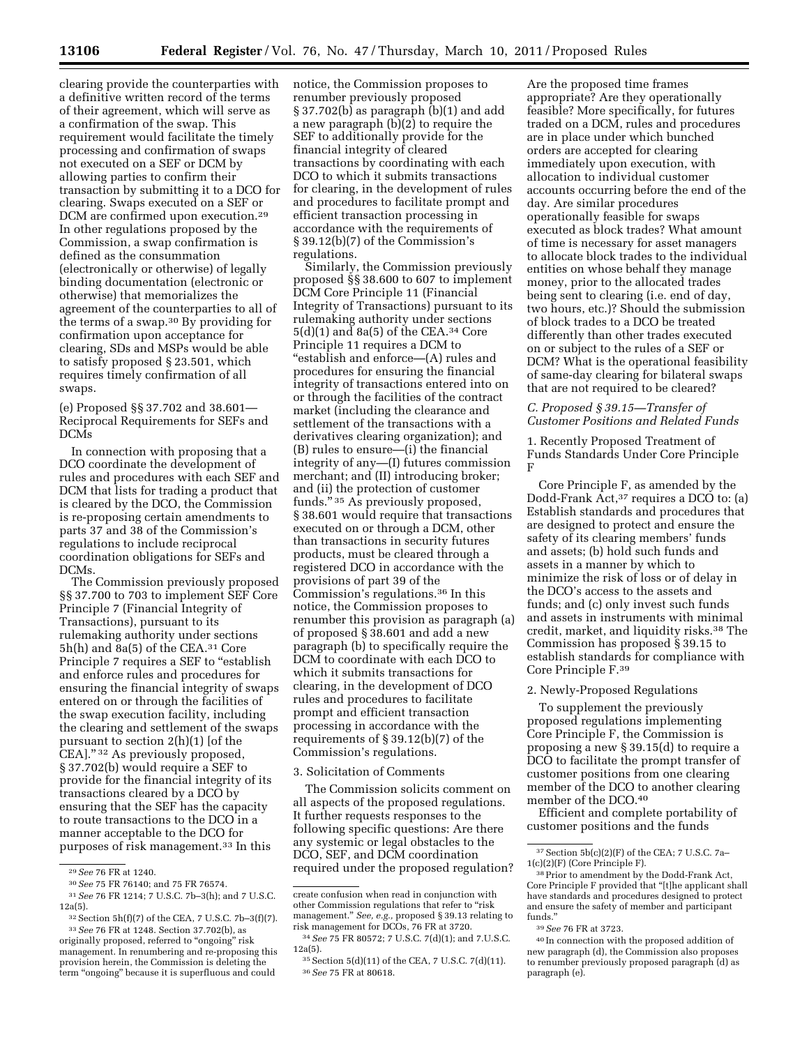clearing provide the counterparties with a definitive written record of the terms of their agreement, which will serve as a confirmation of the swap. This requirement would facilitate the timely processing and confirmation of swaps not executed on a SEF or DCM by allowing parties to confirm their transaction by submitting it to a DCO for clearing. Swaps executed on a SEF or DCM are confirmed upon execution.[29] In other regulations proposed by the Commission, a swap confirmation is defined as the consummation (electronically or otherwise) of legally binding documentation (electronic or otherwise) that memorializes the agreement of the counterparties to all of the terms of a swap.[30] By providing for confirmation upon acceptance for clearing, SDs and MSPs would be able to satisfy proposed § 23.501, which requires timely confirmation of all swaps.

(e) Proposed §§ 37.702 and 38.601—Reciprocal Requirements for SEFs and DCMs

In connection with proposing that a DCO coordinate the development of rules and procedures with each SEF and DCM that lists for trading a product that is cleared by the DCO, the Commission is re-proposing certain amendments to parts 37 and 38 of the Commission's regulations to include reciprocal coordination obligations for SEFs and DCMs.

The Commission previously proposed §§ 37.700 to 703 to implement SEF Core Principle 7 (Financial Integrity of Transactions), pursuant to its rulemaking authority under sections 5h(h) and 8a(5) of the CEA.[31] Core Principle 7 requires a SEF to "establish and enforce rules and procedures for ensuring the financial integrity of swaps entered on or through the facilities of the swap execution facility, including the clearing and settlement of the swaps pursuant to section 2(h)(1) [of the CEA]." [32] As previously proposed, § 37.702(b) would require a SEF to provide for the financial integrity of its transactions cleared by a DCO by ensuring that the SEF has the capacity to route transactions to the DCO in a manner acceptable to the DCO for purposes of risk management.[33] In this notice, the Commission proposes to renumber previously proposed § 37.702(b) as paragraph (b)(1) and add a new paragraph (b)(2) to require the SEF to additionally provide for the financial integrity of cleared transactions by coordinating with each DCO to which it submits transactions for clearing, in the development of rules and procedures to facilitate prompt and efficient transaction processing in accordance with the requirements of § 39.12(b)(7) of the Commission's regulations.

Similarly, the Commission previously proposed §§ 38.600 to 607 to implement DCM Core Principle 11 (Financial Integrity of Transactions) pursuant to its rulemaking authority under sections 5(d)(1) and 8a(5) of the CEA.[34] Core Principle 11 requires a DCM to "establish and enforce—(A) rules and procedures for ensuring the financial integrity of transactions entered into on or through the facilities of the contract market (including the clearance and settlement of the transactions with a derivatives clearing organization); and (B) rules to ensure—(i) the financial integrity of any—(I) futures commission merchant; and (II) introducing broker; and (ii) the protection of customer funds." [35] As previously proposed, § 38.601 would require that transactions executed on or through a DCM, other than transactions in security futures products, must be cleared through a registered DCO in accordance with the provisions of part 39 of the Commission's regulations.[36] In this notice, the Commission proposes to renumber this provision as paragraph (a) of proposed § 38.601 and add a new paragraph (b) to specifically require the DCM to coordinate with each DCO to which it submits transactions for clearing, in the development of DCO rules and procedures to facilitate prompt and efficient transaction processing in accordance with the requirements of § 39.12(b)(7) of the Commission's regulations.

3. Solicitation of Comments

The Commission solicits comment on all aspects of the proposed regulations. It further requests responses to the following specific questions: Are there any systemic or legal obstacles to the DCO, SEF, and DCM coordination required under the proposed regulation? Are the proposed time frames appropriate? Are they operationally feasible? More specifically, for futures traded on a DCM, rules and procedures are in place under which bunched orders are accepted for clearing immediately upon execution, with allocation to individual customer accounts occurring before the end of the day. Are similar procedures operationally feasible for swaps executed as block trades? What amount of time is necessary for asset managers to allocate block trades to the individual entities on whose behalf they manage money, prior to the allocated trades being sent to clearing (i.e. end of day, two hours, etc.)? Should the submission of block trades to a DCO be treated differently than other trades executed on or subject to the rules of a SEF or DCM? What is the operational feasibility of same-day clearing for bilateral swaps that are not required to be cleared?

### C. Proposed § 39.15—Transfer of Customer Positions and Related Funds

1. Recently Proposed Treatment of Funds Standards Under Core Principle F

Core Principle F, as amended by the Dodd-Frank Act,[37] requires a DCO to: (a) Establish standards and procedures that are designed to protect and ensure the safety of its clearing members' funds and assets; (b) hold such funds and assets in a manner by which to minimize the risk of loss or of delay in the DCO's access to the assets and funds; and (c) only invest such funds and assets in instruments with minimal credit, market, and liquidity risks.[38] The Commission has proposed § 39.15 to establish standards for compliance with Core Principle F.[39]

2. Newly-Proposed Regulations

To supplement the previously proposed regulations implementing Core Principle F, the Commission is proposing a new § 39.15(d) to require a DCO to facilitate the prompt transfer of customer positions from one clearing member of the DCO to another clearing member of the DCO.[40]

Efficient and complete portability of customer positions and the funds

---

[29] *See* 76 FR at 1240.

[30] *See* 75 FR 76140; and 75 FR 76574.

[31] *See* 76 FR 1214; 7 U.S.C. 7b–3(h); and 7 U.S.C. 12a(5).

[32] Section 5h(f)(7) of the CEA, 7 U.S.C. 7b–3(f)(7).

[33] *See* 76 FR at 1248. Section 37.702(b), as originally proposed, referred to "ongoing" risk management. In renumbering and re-proposing this provision herein, the Commission is deleting the term "ongoing" because it is superfluous and could create confusion when read in conjunction with other Commission regulations that refer to "risk management." *See, e.g.,* proposed § 39.13 relating to risk management for DCOs, 76 FR at 3720.

[34] *See* 75 FR 80572; 7 U.S.C. 7(d)(1); and 7.U.S.C. 12a(5).

[35] Section 5(d)(11) of the CEA, 7 U.S.C. 7(d)(11).

[36] *See* 75 FR at 80618.

[37] Section 5b(c)(2)(F) of the CEA; 7 U.S.C. 7a–1(c)(2)(F) (Core Principle F).

[38] Prior to amendment by the Dodd-Frank Act, Core Principle F provided that "[t]he applicant shall have standards and procedures designed to protect and ensure the safety of member and participant funds."

[39] *See* 76 FR at 3723.

[40] In connection with the proposed addition of new paragraph (d), the Commission also proposes to renumber previously proposed paragraph (d) as paragraph (e).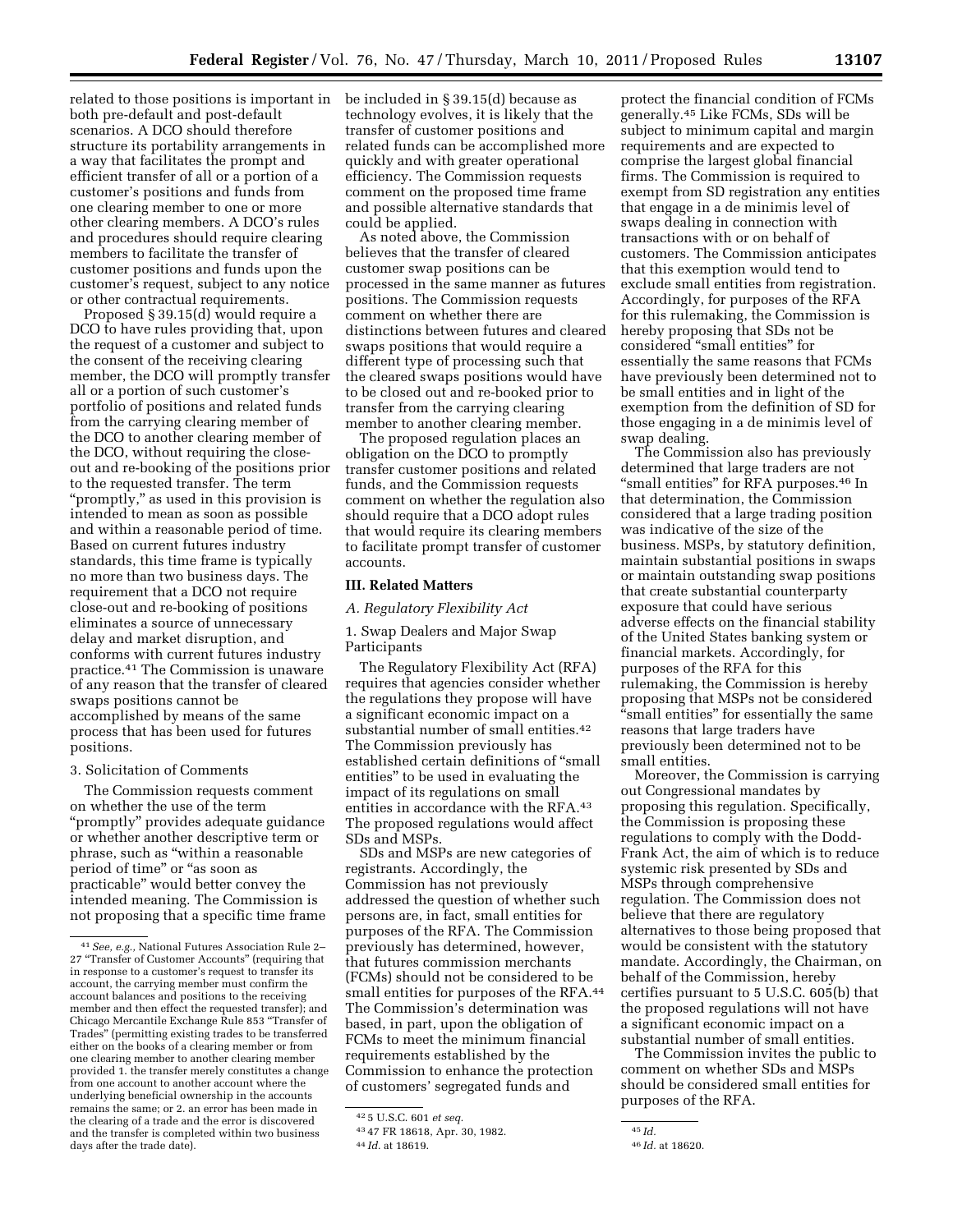related to those positions is important in both pre-default and post-default scenarios. A DCO should therefore structure its portability arrangements in a way that facilitates the prompt and efficient transfer of all or a portion of a customer's positions and funds from one clearing member to one or more other clearing members. A DCO's rules and procedures should require clearing members to facilitate the transfer of customer positions and funds upon the customer's request, subject to any notice or other contractual requirements.

Proposed § 39.15(d) would require a DCO to have rules providing that, upon the request of a customer and subject to the consent of the receiving clearing member, the DCO will promptly transfer all or a portion of such customer's portfolio of positions and related funds from the carrying clearing member of the DCO to another clearing member of the DCO, without requiring the close-out and re-booking of the positions prior to the requested transfer. The term "promptly," as used in this provision is intended to mean as soon as possible and within a reasonable period of time. Based on current futures industry standards, this time frame is typically no more than two business days. The requirement that a DCO not require close-out and re-booking of positions eliminates a source of unnecessary delay and market disruption, and conforms with current futures industry practice.[41] The Commission is unaware of any reason that the transfer of cleared swaps positions cannot be accomplished by means of the same process that has been used for futures positions.

3. Solicitation of Comments

The Commission requests comment on whether the use of the term "promptly" provides adequate guidance or whether another descriptive term or phrase, such as "within a reasonable period of time" or "as soon as practicable" would better convey the intended meaning. The Commission is not proposing that a specific time frame be included in § 39.15(d) because as technology evolves, it is likely that the transfer of customer positions and related funds can be accomplished more quickly and with greater operational efficiency. The Commission requests comment on the proposed time frame and possible alternative standards that could be applied.

As noted above, the Commission believes that the transfer of cleared customer swap positions can be processed in the same manner as futures positions. The Commission requests comment on whether there are distinctions between futures and cleared swaps positions that would require a different type of processing such that the cleared swaps positions would have to be closed out and re-booked prior to transfer from the carrying clearing member to another clearing member.

The proposed regulation places an obligation on the DCO to promptly transfer customer positions and related funds, and the Commission requests comment on whether the regulation also should require that a DCO adopt rules that would require its clearing members to facilitate prompt transfer of customer accounts.

## III. Related Matters

### A. Regulatory Flexibility Act

1. Swap Dealers and Major Swap Participants

The Regulatory Flexibility Act (RFA) requires that agencies consider whether the regulations they propose will have a significant economic impact on a substantial number of small entities.[42] The Commission previously has established certain definitions of "small entities" to be used in evaluating the impact of its regulations on small entities in accordance with the RFA.[43] The proposed regulations would affect SDs and MSPs.

SDs and MSPs are new categories of registrants. Accordingly, the Commission has not previously addressed the question of whether such persons are, in fact, small entities for purposes of the RFA. The Commission previously has determined, however, that futures commission merchants (FCMs) should not be considered to be small entities for purposes of the RFA.[44] The Commission's determination was based, in part, upon the obligation of FCMs to meet the minimum financial requirements established by the Commission to enhance the protection of customers' segregated funds and protect the financial condition of FCMs generally.[45] Like FCMs, SDs will be subject to minimum capital and margin requirements and are expected to comprise the largest global financial firms. The Commission is required to exempt from SD registration any entities that engage in a de minimis level of swaps dealing in connection with transactions with or on behalf of customers. The Commission anticipates that this exemption would tend to exclude small entities from registration. Accordingly, for purposes of the RFA for this rulemaking, the Commission is hereby proposing that SDs not be considered "small entities" for essentially the same reasons that FCMs have previously been determined not to be small entities and in light of the exemption from the definition of SD for those engaging in a de minimis level of swap dealing.

The Commission also has previously determined that large traders are not "small entities" for RFA purposes.[46] In that determination, the Commission considered that a large trading position was indicative of the size of the business. MSPs, by statutory definition, maintain substantial positions in swaps or maintain outstanding swap positions that create substantial counterparty exposure that could have serious adverse effects on the financial stability of the United States banking system or financial markets. Accordingly, for purposes of the RFA for this rulemaking, the Commission is hereby proposing that MSPs not be considered "small entities" for essentially the same reasons that large traders have previously been determined not to be small entities.

Moreover, the Commission is carrying out Congressional mandates by proposing this regulation. Specifically, the Commission is proposing these regulations to comply with the Dodd-Frank Act, the aim of which is to reduce systemic risk presented by SDs and MSPs through comprehensive regulation. The Commission does not believe that there are regulatory alternatives to those being proposed that would be consistent with the statutory mandate. Accordingly, the Chairman, on behalf of the Commission, hereby certifies pursuant to 5 U.S.C. 605(b) that the proposed regulations will not have a significant economic impact on a substantial number of small entities.

The Commission invites the public to comment on whether SDs and MSPs should be considered small entities for purposes of the RFA.

---

[41] *See, e.g.,* National Futures Association Rule 2–27 "Transfer of Customer Accounts" (requiring that in response to a customer's request to transfer its account, the carrying member must confirm the account balances and positions to the receiving member and then effect the requested transfer); and Chicago Mercantile Exchange Rule 853 "Transfer of Trades" (permitting existing trades to be transferred either on the books of a clearing member or from one clearing member to another clearing member provided 1. the transfer merely constitutes a change from one account to another account where the underlying beneficial ownership in the accounts remains the same; or 2. an error has been made in the clearing of a trade and the error is discovered and the transfer is completed within two business days after the trade date).

[42] 5 U.S.C. 601 *et seq.*

[43] 47 FR 18618, Apr. 30, 1982.

[44] *Id.* at 18619.

[45] *Id.*

[46] *Id.* at 18620.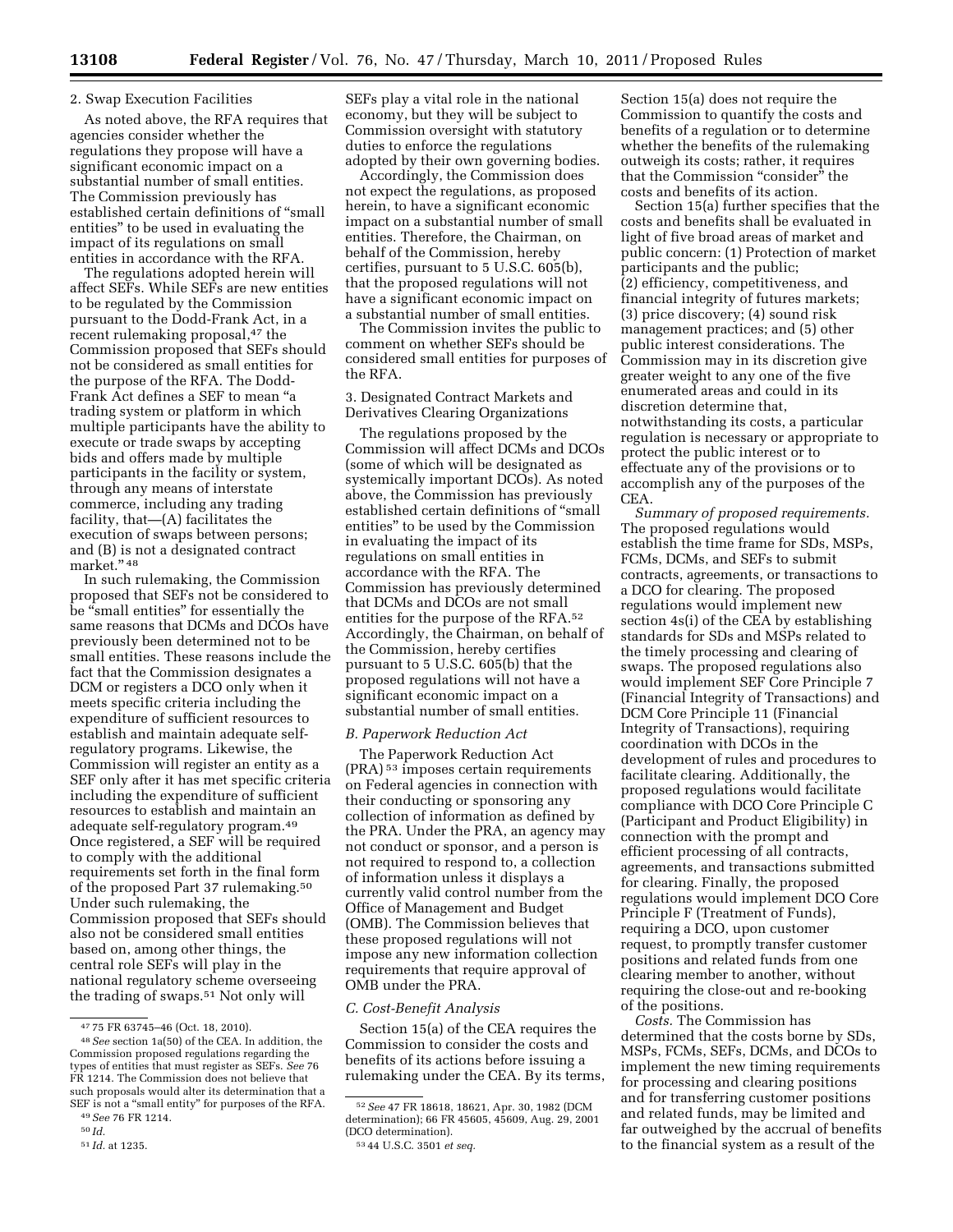2. Swap Execution Facilities

As noted above, the RFA requires that agencies consider whether the regulations they propose will have a significant economic impact on a substantial number of small entities. The Commission previously has established certain definitions of "small entities" to be used in evaluating the impact of its regulations on small entities in accordance with the RFA.

The regulations adopted herein will affect SEFs. While SEFs are new entities to be regulated by the Commission pursuant to the Dodd-Frank Act, in a recent rulemaking proposal,[47] the Commission proposed that SEFs should not be considered as small entities for the purpose of the RFA. The Dodd-Frank Act defines a SEF to mean "a trading system or platform in which multiple participants have the ability to execute or trade swaps by accepting bids and offers made by multiple participants in the facility or system, through any means of interstate commerce, including any trading facility, that—(A) facilitates the execution of swaps between persons; and (B) is not a designated contract market."[48]

In such rulemaking, the Commission proposed that SEFs not be considered to be "small entities" for essentially the same reasons that DCMs and DCOs have previously been determined not to be small entities. These reasons include the fact that the Commission designates a DCM or registers a DCO only when it meets specific criteria including the expenditure of sufficient resources to establish and maintain adequate self-regulatory programs. Likewise, the Commission will register an entity as a SEF only after it has met specific criteria including the expenditure of sufficient resources to establish and maintain an adequate self-regulatory program.[49] Once registered, a SEF will be required to comply with the additional requirements set forth in the final form of the proposed Part 37 rulemaking.[50] Under such rulemaking, the Commission proposed that SEFs should also not be considered small entities based on, among other things, the central role SEFs will play in the national regulatory scheme overseeing the trading of swaps.[51] Not only will SEFs play a vital role in the national economy, but they will be subject to Commission oversight with statutory duties to enforce the regulations adopted by their own governing bodies.

Accordingly, the Commission does not expect the regulations, as proposed herein, to have a significant economic impact on a substantial number of small entities. Therefore, the Chairman, on behalf of the Commission, hereby certifies, pursuant to 5 U.S.C. 605(b), that the proposed regulations will not have a significant economic impact on a substantial number of small entities.

The Commission invites the public to comment on whether SEFs should be considered small entities for purposes of the RFA.

3. Designated Contract Markets and Derivatives Clearing Organizations

The regulations proposed by the Commission will affect DCMs and DCOs (some of which will be designated as systemically important DCOs). As noted above, the Commission has previously established certain definitions of "small entities" to be used by the Commission in evaluating the impact of its regulations on small entities in accordance with the RFA. The Commission has previously determined that DCMs and DCOs are not small entities for the purpose of the RFA.[52] Accordingly, the Chairman, on behalf of the Commission, hereby certifies pursuant to 5 U.S.C. 605(b) that the proposed regulations will not have a significant economic impact on a substantial number of small entities.

*B. Paperwork Reduction Act*

The Paperwork Reduction Act (PRA)[53] imposes certain requirements on Federal agencies in connection with their conducting or sponsoring any collection of information as defined by the PRA. Under the PRA, an agency may not conduct or sponsor, and a person is not required to respond to, a collection of information unless it displays a currently valid control number from the Office of Management and Budget (OMB). The Commission believes that these proposed regulations will not impose any new information collection requirements that require approval of OMB under the PRA.

*C. Cost-Benefit Analysis*

Section 15(a) of the CEA requires the Commission to consider the costs and benefits of its actions before issuing a rulemaking under the CEA. By its terms, Section 15(a) does not require the Commission to quantify the costs and benefits of a regulation or to determine whether the benefits of the rulemaking outweigh its costs; rather, it requires that the Commission "consider" the costs and benefits of its action.

Section 15(a) further specifies that the costs and benefits shall be evaluated in light of five broad areas of market and public concern: (1) Protection of market participants and the public; (2) efficiency, competitiveness, and financial integrity of futures markets; (3) price discovery; (4) sound risk management practices; and (5) other public interest considerations. The Commission may in its discretion give greater weight to any one of the five enumerated areas and could in its discretion determine that, notwithstanding its costs, a particular regulation is necessary or appropriate to protect the public interest or to effectuate any of the provisions or to accomplish any of the purposes of the CEA.

*Summary of proposed requirements.* The proposed regulations would establish the time frame for SDs, MSPs, FCMs, DCMs, and SEFs to submit contracts, agreements, or transactions to a DCO for clearing. The proposed regulations would implement new section 4s(i) of the CEA by establishing standards for SDs and MSPs related to the timely processing and clearing of swaps. The proposed regulations also would implement SEF Core Principle 7 (Financial Integrity of Transactions) and DCM Core Principle 11 (Financial Integrity of Transactions), requiring coordination with DCOs in the development of rules and procedures to facilitate clearing. Additionally, the proposed regulations would facilitate compliance with DCO Core Principle C (Participant and Product Eligibility) in connection with the prompt and efficient processing of all contracts, agreements, and transactions submitted for clearing. Finally, the proposed regulations would implement DCO Core Principle F (Treatment of Funds), requiring a DCO, upon customer request, to promptly transfer customer positions and related funds from one clearing member to another, without requiring the close-out and re-booking of the positions.

*Costs.* The Commission has determined that the costs borne by SDs, MSPs, FCMs, SEFs, DCMs, and DCOs to implement the new timing requirements for processing and clearing positions and for transferring customer positions and related funds, may be limited and far outweighed by the accrual of benefits to the financial system as a result of the

---

[47] 75 FR 63745–46 (Oct. 18, 2010).

[48] *See* section 1a(50) of the CEA. In addition, the Commission proposed regulations regarding the types of entities that must register as SEFs. *See* 76 FR 1214. The Commission does not believe that such proposals would alter its determination that a SEF is not a "small entity" for purposes of the RFA.

[49] *See* 76 FR 1214.

[50] *Id.*

[51] *Id.* at 1235.

[52] *See* 47 FR 18618, 18621, Apr. 30, 1982 (DCM determination); 66 FR 45605, 45609, Aug. 29, 2001 (DCO determination).

[53] 44 U.S.C. 3501 *et seq.*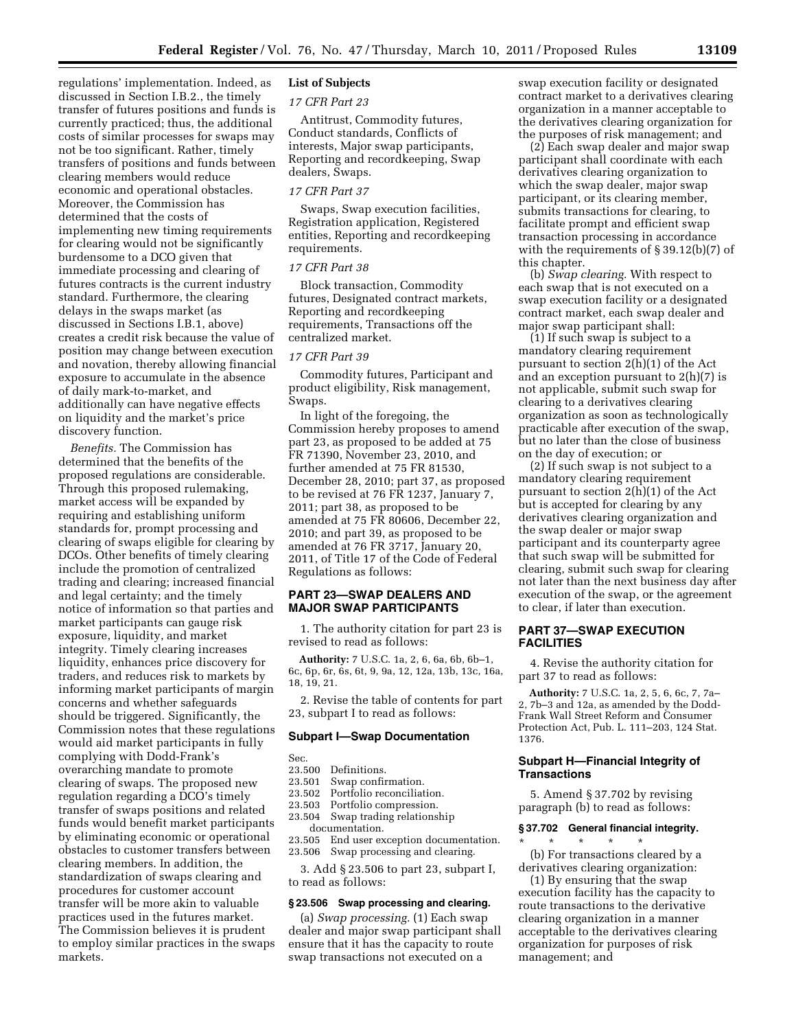regulations' implementation. Indeed, as discussed in Section I.B.2., the timely transfer of futures positions and funds is currently practiced; thus, the additional costs of similar processes for swaps may not be too significant. Rather, timely transfers of positions and funds between clearing members would reduce economic and operational obstacles. Moreover, the Commission has determined that the costs of implementing new timing requirements for clearing would not be significantly burdensome to a DCO given that immediate processing and clearing of futures contracts is the current industry standard. Furthermore, the clearing delays in the swaps market (as discussed in Sections I.B.1, above) creates a credit risk because the value of position may change between execution and novation, thereby allowing financial exposure to accumulate in the absence of daily mark-to-market, and additionally can have negative effects on liquidity and the market's price discovery function.

*Benefits.* The Commission has determined that the benefits of the proposed regulations are considerable. Through this proposed rulemaking, market access will be expanded by requiring and establishing uniform standards for, prompt processing and clearing of swaps eligible for clearing by DCOs. Other benefits of timely clearing include the promotion of centralized trading and clearing; increased financial and legal certainty; and the timely notice of information so that parties and market participants can gauge risk exposure, liquidity, and market integrity. Timely clearing increases liquidity, enhances price discovery for traders, and reduces risk to markets by informing market participants of margin concerns and whether safeguards should be triggered. Significantly, the Commission notes that these regulations would aid market participants in fully complying with Dodd-Frank's overarching mandate to promote clearing of swaps. The proposed new regulation regarding a DCO's timely transfer of swaps positions and related funds would benefit market participants by eliminating economic or operational obstacles to customer transfers between clearing members. In addition, the standardization of swaps clearing and procedures for customer account transfer will be more akin to valuable practices used in the futures market. The Commission believes it is prudent to employ similar practices in the swaps markets.

**List of Subjects**

*17 CFR Part 23*

Antitrust, Commodity futures, Conduct standards, Conflicts of interests, Major swap participants, Reporting and recordkeeping, Swap dealers, Swaps.

*17 CFR Part 37*

Swaps, Swap execution facilities, Registration application, Registered entities, Reporting and recordkeeping requirements.

*17 CFR Part 38*

Block transaction, Commodity futures, Designated contract markets, Reporting and recordkeeping requirements, Transactions off the centralized market.

*17 CFR Part 39*

Commodity futures, Participant and product eligibility, Risk management, Swaps.

In light of the foregoing, the Commission hereby proposes to amend part 23, as proposed to be added at 75 FR 71390, November 23, 2010, and further amended at 75 FR 81530, December 28, 2010; part 37, as proposed to be revised at 76 FR 1237, January 7, 2011; part 38, as proposed to be amended at 75 FR 80606, December 22, 2010; and part 39, as proposed to be amended at 76 FR 3717, January 20, 2011, of Title 17 of the Code of Federal Regulations as follows:

## PART 23—SWAP DEALERS AND MAJOR SWAP PARTICIPANTS

1. The authority citation for part 23 is revised to read as follows:

**Authority:** 7 U.S.C. 1a, 2, 6, 6a, 6b, 6b–1, 6c, 6p, 6r, 6s, 6t, 9, 9a, 12, 12a, 13b, 13c, 16a, 18, 19, 21.

2. Revise the table of contents for part 23, subpart I to read as follows:

### Subpart I—Swap Documentation

Sec.
23.500 Definitions.
23.501 Swap confirmation.
23.502 Portfolio reconciliation.
23.503 Portfolio compression.
23.504 Swap trading relationship documentation.
23.505 End user exception documentation.
23.506 Swap processing and clearing.

3. Add § 23.506 to part 23, subpart I, to read as follows:

#### § 23.506 Swap processing and clearing.

(a) *Swap processing.* (1) Each swap dealer and major swap participant shall ensure that it has the capacity to route swap transactions not executed on a swap execution facility or designated contract market to a derivatives clearing organization in a manner acceptable to the derivatives clearing organization for the purposes of risk management; and

(2) Each swap dealer and major swap participant shall coordinate with each derivatives clearing organization to which the swap dealer, major swap participant, or its clearing member, submits transactions for clearing, to facilitate prompt and efficient swap transaction processing in accordance with the requirements of § 39.12(b)(7) of this chapter.

(b) *Swap clearing.* With respect to each swap that is not executed on a swap execution facility or a designated contract market, each swap dealer and major swap participant shall:

(1) If such swap is subject to a mandatory clearing requirement pursuant to section 2(h)(1) of the Act and an exception pursuant to 2(h)(7) is not applicable, submit such swap for clearing to a derivatives clearing organization as soon as technologically practicable after execution of the swap, but no later than the close of business on the day of execution; or

(2) If such swap is not subject to a mandatory clearing requirement pursuant to section 2(h)(1) of the Act but is accepted for clearing by any derivatives clearing organization and the swap dealer or major swap participant and its counterparty agree that such swap will be submitted for clearing, submit such swap for clearing not later than the next business day after execution of the swap, or the agreement to clear, if later than execution.

## PART 37—SWAP EXECUTION FACILITIES

4. Revise the authority citation for part 37 to read as follows:

**Authority:** 7 U.S.C. 1a, 2, 5, 6, 6c, 7, 7a–2, 7b–3 and 12a, as amended by the Dodd-Frank Wall Street Reform and Consumer Protection Act, Pub. L. 111–203, 124 Stat. 1376.

### Subpart H—Financial Integrity of Transactions

5. Amend § 37.702 by revising paragraph (b) to read as follows:

#### § 37.702 General financial integrity.

\* \* \* \* \*

(b) For transactions cleared by a derivatives clearing organization:

(1) By ensuring that the swap execution facility has the capacity to route transactions to the derivative clearing organization in a manner acceptable to the derivatives clearing organization for purposes of risk management; and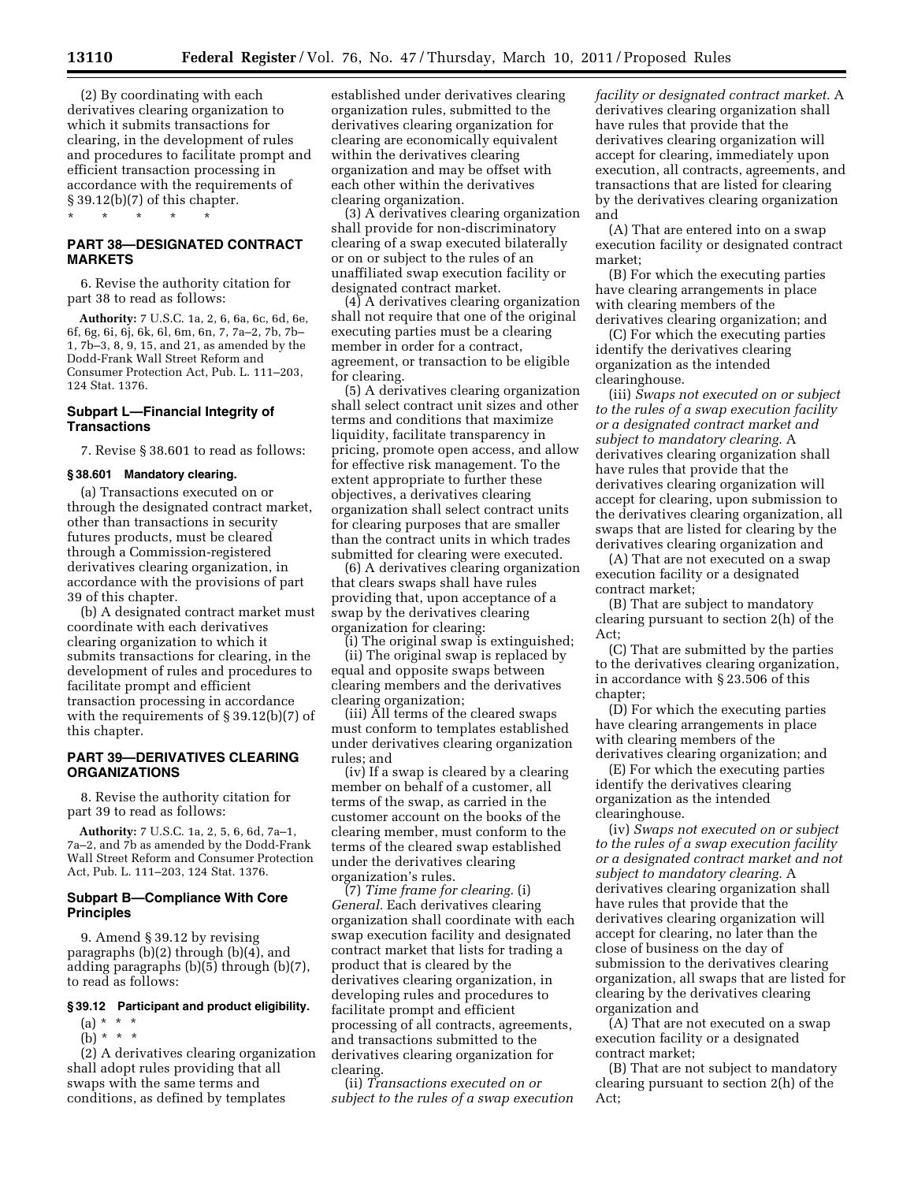(2) By coordinating with each derivatives clearing organization to which it submits transactions for clearing, in the development of rules and procedures to facilitate prompt and efficient transaction processing in accordance with the requirements of § 39.12(b)(7) of this chapter.

* * * * *

## PART 38—DESIGNATED CONTRACT MARKETS

6. Revise the authority citation for part 38 to read as follows:

**Authority:** 7 U.S.C. 1a, 2, 6, 6a, 6c, 6d, 6e, 6f, 6g, 6i, 6j, 6k, 6l, 6m, 6n, 7, 7a–2, 7b, 7b–1, 7b–3, 8, 9, 15, and 21, as amended by the Dodd-Frank Wall Street Reform and Consumer Protection Act, Pub. L. 111–203, 124 Stat. 1376.

### Subpart L—Financial Integrity of Transactions

7. Revise § 38.601 to read as follows:

#### § 38.601 Mandatory clearing.

(a) Transactions executed on or through the designated contract market, other than transactions in security futures products, must be cleared through a Commission-registered derivatives clearing organization, in accordance with the provisions of part 39 of this chapter.

(b) A designated contract market must coordinate with each derivatives clearing organization to which it submits transactions for clearing, in the development of rules and procedures to facilitate prompt and efficient transaction processing in accordance with the requirements of § 39.12(b)(7) of this chapter.

## PART 39—DERIVATIVES CLEARING ORGANIZATIONS

8. Revise the authority citation for part 39 to read as follows:

**Authority:** 7 U.S.C. 1a, 2, 5, 6, 6d, 7a–1, 7a–2, and 7b as amended by the Dodd-Frank Wall Street Reform and Consumer Protection Act, Pub. L. 111–203, 124 Stat. 1376.

### Subpart B—Compliance With Core Principles

9. Amend § 39.12 by revising paragraphs (b)(2) through (b)(4), and adding paragraphs (b)(5) through (b)(7), to read as follows:

#### § 39.12 Participant and product eligibility.

(a) * * *

(b) * * *

(2) A derivatives clearing organization shall adopt rules providing that all swaps with the same terms and conditions, as defined by templates established under derivatives clearing organization rules, submitted to the derivatives clearing organization for clearing are economically equivalent within the derivatives clearing organization and may be offset with each other within the derivatives clearing organization.

(3) A derivatives clearing organization shall provide for non-discriminatory clearing of a swap executed bilaterally or on or subject to the rules of an unaffiliated swap execution facility or designated contract market.

(4) A derivatives clearing organization shall not require that one of the original executing parties must be a clearing member in order for a contract, agreement, or transaction to be eligible for clearing.

(5) A derivatives clearing organization shall select contract unit sizes and other terms and conditions that maximize liquidity, facilitate transparency in pricing, promote open access, and allow for effective risk management. To the extent appropriate to further these objectives, a derivatives clearing organization shall select contract units for clearing purposes that are smaller than the contract units in which trades submitted for clearing were executed.

(6) A derivatives clearing organization that clears swaps shall have rules providing that, upon acceptance of a swap by the derivatives clearing organization for clearing:

(i) The original swap is extinguished;

(ii) The original swap is replaced by equal and opposite swaps between clearing members and the derivatives clearing organization;

(iii) All terms of the cleared swaps must conform to templates established under derivatives clearing organization rules; and

(iv) If a swap is cleared by a clearing member on behalf of a customer, all terms of the swap, as carried in the customer account on the books of the clearing member, must conform to the terms of the cleared swap established under the derivatives clearing organization's rules.

(7) *Time frame for clearing.* (i) *General.* Each derivatives clearing organization shall coordinate with each swap execution facility and designated contract market that lists for trading a product that is cleared by the derivatives clearing organization, in developing rules and procedures to facilitate prompt and efficient processing of all contracts, agreements, and transactions submitted to the derivatives clearing organization for clearing.

(ii) *Transactions executed on or subject to the rules of a swap execution facility or designated contract market.* A derivatives clearing organization shall have rules that provide that the derivatives clearing organization will accept for clearing, immediately upon execution, all contracts, agreements, and transactions that are listed for clearing by the derivatives clearing organization and

(A) That are entered into on a swap execution facility or designated contract market;

(B) For which the executing parties have clearing arrangements in place with clearing members of the derivatives clearing organization; and

(C) For which the executing parties identify the derivatives clearing organization as the intended clearinghouse.

(iii) *Swaps not executed on or subject to the rules of a swap execution facility or a designated contract market and subject to mandatory clearing.* A derivatives clearing organization shall have rules that provide that the derivatives clearing organization will accept for clearing, upon submission to the derivatives clearing organization, all swaps that are listed for clearing by the derivatives clearing organization and

(A) That are not executed on a swap execution facility or a designated contract market;

(B) That are subject to mandatory clearing pursuant to section 2(h) of the Act;

(C) That are submitted by the parties to the derivatives clearing organization, in accordance with § 23.506 of this chapter;

(D) For which the executing parties have clearing arrangements in place with clearing members of the derivatives clearing organization; and

(E) For which the executing parties identify the derivatives clearing organization as the intended clearinghouse.

(iv) *Swaps not executed on or subject to the rules of a swap execution facility or a designated contract market and not subject to mandatory clearing.* A derivatives clearing organization shall have rules that provide that the derivatives clearing organization will accept for clearing, no later than the close of business on the day of submission to the derivatives clearing organization, all swaps that are listed for clearing by the derivatives clearing organization and

(A) That are not executed on a swap execution facility or a designated contract market;

(B) That are not subject to mandatory clearing pursuant to section 2(h) of the Act;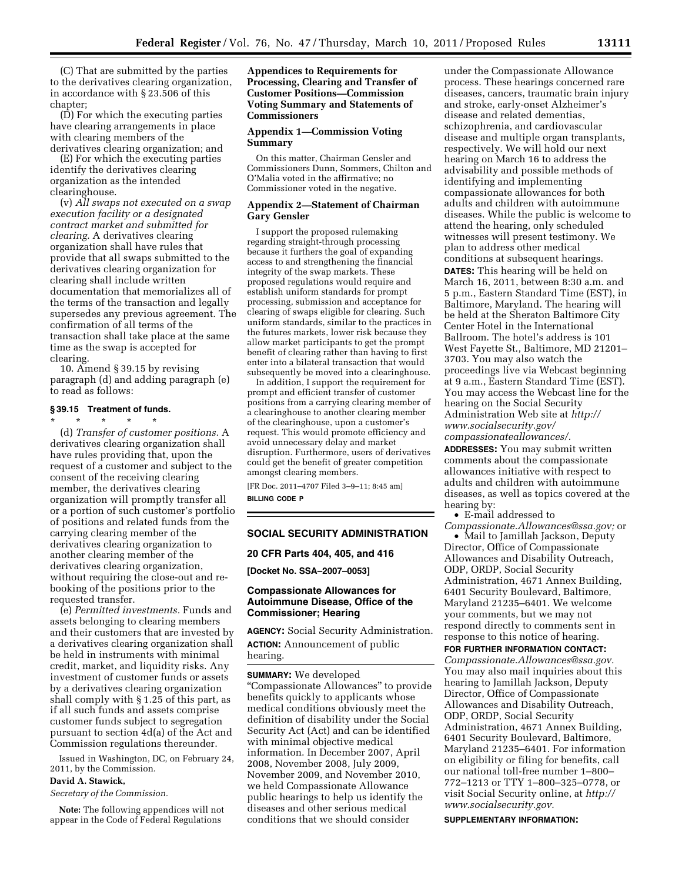(C) That are submitted by the parties to the derivatives clearing organization, in accordance with § 23.506 of this chapter;

(D) For which the executing parties have clearing arrangements in place with clearing members of the derivatives clearing organization; and

(E) For which the executing parties identify the derivatives clearing organization as the intended clearinghouse.

(v) *All swaps not executed on a swap execution facility or a designated contract market and submitted for clearing.* A derivatives clearing organization shall have rules that provide that all swaps submitted to the derivatives clearing organization for clearing shall include written documentation that memorializes all of the terms of the transaction and legally supersedes any previous agreement. The confirmation of all terms of the transaction shall take place at the same time as the swap is accepted for clearing.

10. Amend § 39.15 by revising paragraph (d) and adding paragraph (e) to read as follows:

### § 39.15 Treatment of funds.

\* \* \* \* \*

(d) *Transfer of customer positions.* A derivatives clearing organization shall have rules providing that, upon the request of a customer and subject to the consent of the receiving clearing member, the derivatives clearing organization will promptly transfer all or a portion of such customer's portfolio of positions and related funds from the carrying clearing member of the derivatives clearing organization to another clearing member of the derivatives clearing organization, without requiring the close-out and re-booking of the positions prior to the requested transfer.

(e) *Permitted investments.* Funds and assets belonging to clearing members and their customers that are invested by a derivatives clearing organization shall be held in instruments with minimal credit, market, and liquidity risks. Any investment of customer funds or assets by a derivatives clearing organization shall comply with § 1.25 of this part, as if all such funds and assets comprise customer funds subject to segregation pursuant to section 4d(a) of the Act and Commission regulations thereunder.

Issued in Washington, DC, on February 24, 2011, by the Commission.

**David A. Stawick,**

*Secretary of the Commission.*

**Note:** The following appendices will not appear in the Code of Federal Regulations

## Appendices to Requirements for Processing, Clearing and Transfer of Customer Positions—Commission Voting Summary and Statements of Commissioners

### Appendix 1—Commission Voting Summary

On this matter, Chairman Gensler and Commissioners Dunn, Sommers, Chilton and O'Malia voted in the affirmative; no Commissioner voted in the negative.

### Appendix 2—Statement of Chairman Gary Gensler

I support the proposed rulemaking regarding straight-through processing because it furthers the goal of expanding access to and strengthening the financial integrity of the swap markets. These proposed regulations would require and establish uniform standards for prompt processing, submission and acceptance for clearing of swaps eligible for clearing. Such uniform standards, similar to the practices in the futures markets, lower risk because they allow market participants to get the prompt benefit of clearing rather than having to first enter into a bilateral transaction that would subsequently be moved into a clearinghouse.

In addition, I support the requirement for prompt and efficient transfer of customer positions from a carrying clearing member of a clearinghouse to another clearing member of the clearinghouse, upon a customer's request. This would promote efficiency and avoid unnecessary delay and market disruption. Furthermore, users of derivatives could get the benefit of greater competition amongst clearing members.

[FR Doc. 2011–4707 Filed 3–9–11; 8:45 am]

**BILLING CODE P**

## SOCIAL SECURITY ADMINISTRATION

### 20 CFR Parts 404, 405, and 416

**[Docket No. SSA–2007–0053]**

### Compassionate Allowances for Autoimmune Disease, Office of the Commissioner; Hearing

**AGENCY:** Social Security Administration.

**ACTION:** Announcement of public hearing.

**SUMMARY:** We developed "Compassionate Allowances" to provide benefits quickly to applicants whose medical conditions obviously meet the definition of disability under the Social Security Act (Act) and can be identified with minimal objective medical information. In December 2007, April 2008, November 2008, July 2009, November 2009, and November 2010, we held Compassionate Allowance public hearings to help us identify the diseases and other serious medical conditions that we should consider under the Compassionate Allowance process. These hearings concerned rare diseases, cancers, traumatic brain injury and stroke, early-onset Alzheimer's disease and related dementias, schizophrenia, and cardiovascular disease and multiple organ transplants, respectively. We will hold our next hearing on March 16 to address the advisability and possible methods of identifying and implementing compassionate allowances for both adults and children with autoimmune diseases. While the public is welcome to attend the hearing, only scheduled witnesses will present testimony. We plan to address other medical conditions at subsequent hearings.

**DATES:** This hearing will be held on March 16, 2011, between 8:30 a.m. and 5 p.m., Eastern Standard Time (EST), in Baltimore, Maryland. The hearing will be held at the Sheraton Baltimore City Center Hotel in the International Ballroom. The hotel's address is 101 West Fayette St., Baltimore, MD 21201–3703. You may also watch the proceedings live via Webcast beginning at 9 a.m., Eastern Standard Time (EST). You may access the Webcast line for the hearing on the Social Security Administration Web site at *http://www.socialsecurity.gov/compassionateallowances/.*

**ADDRESSES:** You may submit written comments about the compassionate allowances initiative with respect to adults and children with autoimmune diseases, as well as topics covered at the hearing by:

- E-mail addressed to *Compassionate.Allowances@ssa.gov;* or
- Mail to Jamillah Jackson, Deputy Director, Office of Compassionate Allowances and Disability Outreach, ODP, ORDP, Social Security Administration, 4671 Annex Building, 6401 Security Boulevard, Baltimore, Maryland 21235–6401. We welcome your comments, but we may not respond directly to comments sent in response to this notice of hearing.

**FOR FURTHER INFORMATION CONTACT:** *Compassionate.Allowances@ssa.gov.* You may also mail inquiries about this hearing to Jamillah Jackson, Deputy Director, Office of Compassionate Allowances and Disability Outreach, ODP, ORDP, Social Security Administration, 4671 Annex Building, 6401 Security Boulevard, Baltimore, Maryland 21235–6401. For information on eligibility or filing for benefits, call our national toll-free number 1–800–772–1213 or TTY 1–800–325–0778, or visit Social Security online, at *http://www.socialsecurity.gov.*

**SUPPLEMENTARY INFORMATION:**